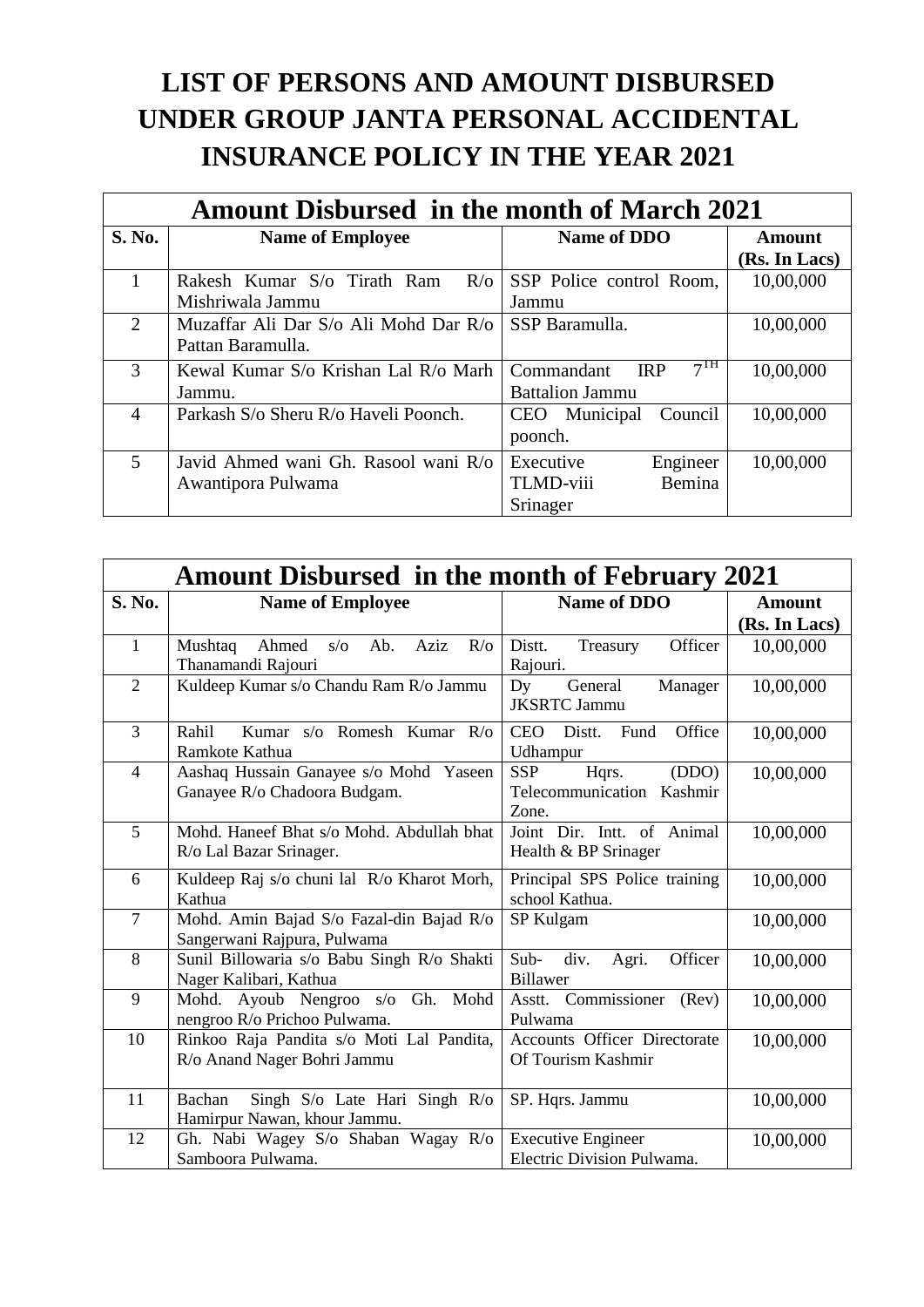# LIST OF PERSONS AND AMOUNT DISBURSED UNDER GROUP JANTA PERSONAL ACCIDENTAL INSURANCE POLICY IN THE YEAR 2021

| Amount Disbursed in the month of March 2021 | | | |
|---|---|---|---|
| **S. No.** | **Name of Employee** | **Name of DDO** | **Amount (Rs. In Lacs)** |
| 1 | Rakesh Kumar S/o Tirath Ram R/o Mishriwala Jammu | SSP Police control Room, Jammu | 10,00,000 |
| 2 | Muzaffar Ali Dar S/o Ali Mohd Dar R/o Pattan Baramulla. | SSP Baramulla. | 10,00,000 |
| 3 | Kewal Kumar S/o Krishan Lal R/o Marh Jammu. | Commandant IRP $7^{TH}$ Battalion Jammu | 10,00,000 |
| 4 | Parkash S/o Sheru R/o Haveli Poonch. | CEO Municipal Council poonch. | 10,00,000 |
| 5 | Javid Ahmed wani Gh. Rasool wani R/o Awantipora Pulwama | Executive Engineer TLMD-viii Bemina Srinager | 10,00,000 |

| Amount Disbursed in the month of February 2021 | | | |
|---|---|---|---|
| **S. No.** | **Name of Employee** | **Name of DDO** | **Amount (Rs. In Lacs)** |
| 1 | Mushtaq Ahmed s/o Ab. Aziz R/o Thanamandi Rajouri | Distt. Treasury Officer Rajouri. | 10,00,000 |
| 2 | Kuldeep Kumar s/o Chandu Ram R/o Jammu | Dy General Manager JKSRTC Jammu | 10,00,000 |
| 3 | Rahil Kumar s/o Romesh Kumar R/o Ramkote Kathua | CEO Distt. Fund Office Udhampur | 10,00,000 |
| 4 | Aashaq Hussain Ganayee s/o Mohd Yaseen Ganayee R/o Chadoora Budgam. | SSP Hqrs. (DDO) Telecommunication Kashmir Zone. | 10,00,000 |
| 5 | Mohd. Haneef Bhat s/o Mohd. Abdullah bhat R/o Lal Bazar Srinager. | Joint Dir. Intt. of Animal Health & BP Srinager | 10,00,000 |
| 6 | Kuldeep Raj s/o chuni lal R/o Kharot Morh, Kathua | Principal SPS Police training school Kathua. | 10,00,000 |
| 7 | Mohd. Amin Bajad S/o Fazal-din Bajad R/o Sangerwani Rajpura, Pulwama | SP Kulgam | 10,00,000 |
| 8 | Sunil Billowaria s/o Babu Singh R/o Shakti Nager Kalibari, Kathua | Sub- div. Agri. Officer Billawer | 10,00,000 |
| 9 | Mohd. Ayoub Nengroo s/o Gh. Mohd nengroo R/o Prichoo Pulwama. | Asstt. Commissioner (Rev) Pulwama | 10,00,000 |
| 10 | Rinkoo Raja Pandita s/o Moti Lal Pandita, R/o Anand Nager Bohri Jammu | Accounts Officer Directorate Of Tourism Kashmir | 10,00,000 |
| 11 | Bachan Singh S/o Late Hari Singh R/o Hamirpur Nawan, khour Jammu. | SP. Hqrs. Jammu | 10,00,000 |
| 12 | Gh. Nabi Wagey S/o Shaban Wagay R/o Samboora Pulwama. | Executive Engineer Electric Division Pulwama. | 10,00,000 |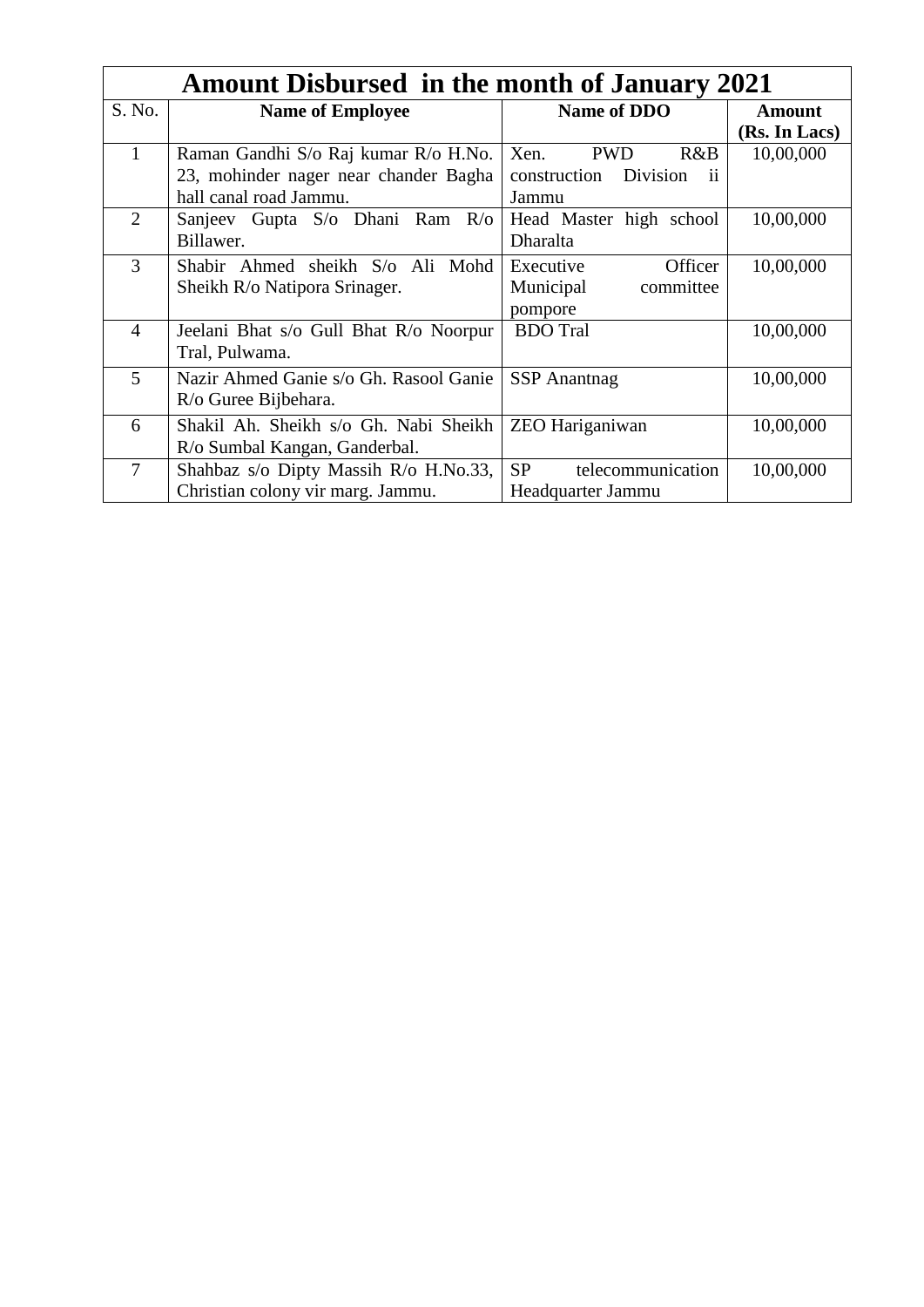| Amount Disbursed in the month of January 2021 | | | |
|---|---|---|---|
| **S. No.** | **Name of Employee** | **Name of DDO** | **Amount (Rs. In Lacs)** |
| 1 | Raman Gandhi S/o Raj kumar R/o H.No. 23, mohinder nager near chander Bagha hall canal road Jammu. | Xen. PWD R&B construction Division ii Jammu | 10,00,000 |
| 2 | Sanjeev Gupta S/o Dhani Ram R/o Billawer. | Head Master high school Dharalta | 10,00,000 |
| 3 | Shabir Ahmed sheikh S/o Ali Mohd Sheikh R/o Natipora Srinager. | Executive Officer Municipal committee pompore | 10,00,000 |
| 4 | Jeelani Bhat s/o Gull Bhat R/o Noorpur Tral, Pulwama. | BDO Tral | 10,00,000 |
| 5 | Nazir Ahmed Ganie s/o Gh. Rasool Ganie R/o Guree Bijbehara. | SSP Anantnag | 10,00,000 |
| 6 | Shakil Ah. Sheikh s/o Gh. Nabi Sheikh R/o Sumbal Kangan, Ganderbal. | ZEO Hariganiwan | 10,00,000 |
| 7 | Shahbaz s/o Dipty Massih R/o H.No.33, Christian colony vir marg. Jammu. | SP telecommunication Headquarter Jammu | 10,00,000 |